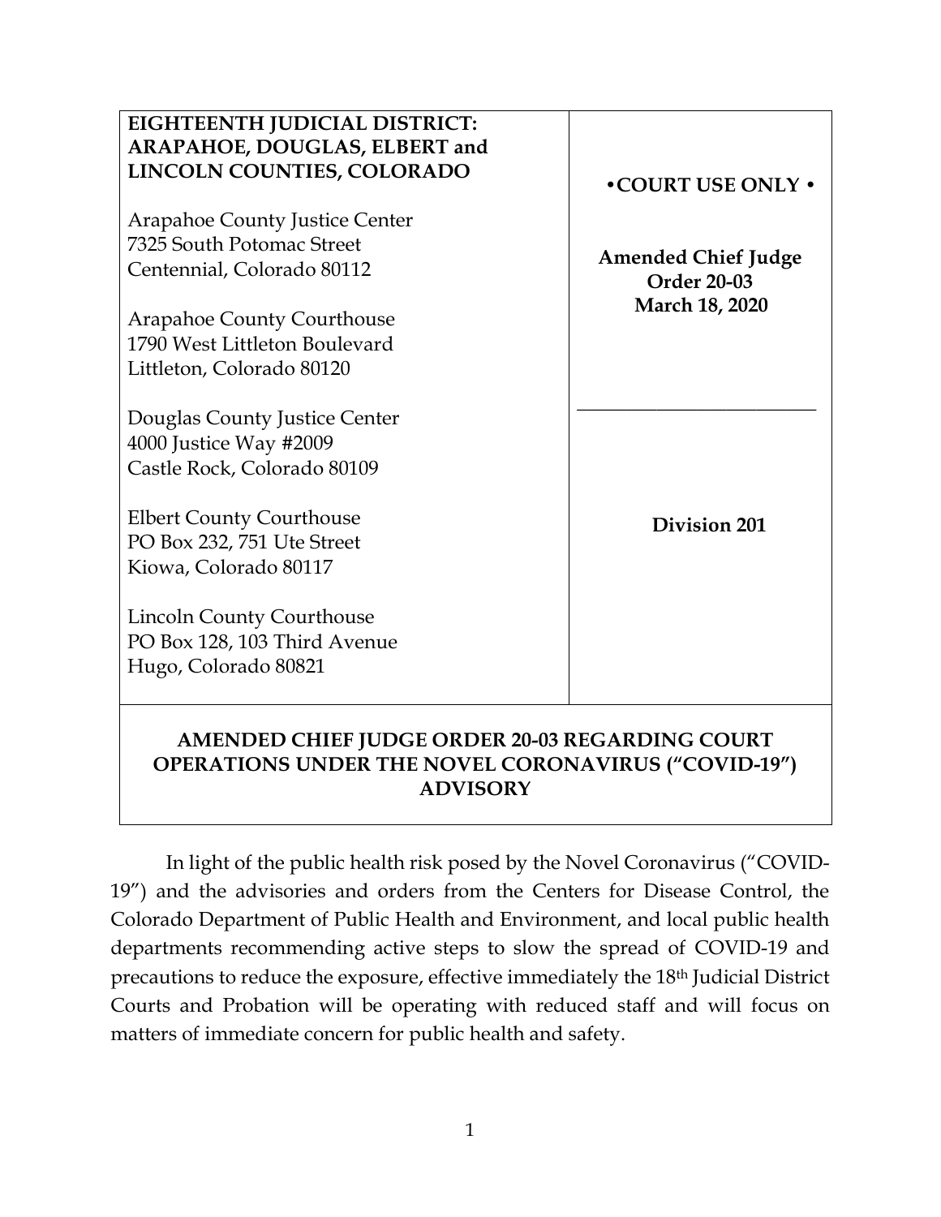| **EIGHTEENTH JUDICIAL DISTRICT: ARAPAHOE, DOUGLAS, ELBERT and LINCOLN COUNTIES, COLORADO**<br><br>Arapahoe County Justice Center<br>7325 South Potomac Street<br>Centennial, Colorado 80112<br><br>Arapahoe County Courthouse<br>1790 West Littleton Boulevard<br>Littleton, Colorado 80120<br><br>Douglas County Justice Center<br>4000 Justice Way #2009<br>Castle Rock, Colorado 80109<br><br>Elbert County Courthouse<br>PO Box 232, 751 Ute Street<br>Kiowa, Colorado 80117<br><br>Lincoln County Courthouse<br>PO Box 128, 103 Third Avenue<br>Hugo, Colorado 80821 | **•COURT USE ONLY •**<br><br>**Amended Chief Judge Order 20-03**<br>**March 18, 2020**<br><br>______________________<br><br>**Division 201** |
| --- | --- |

**AMENDED CHIEF JUDGE ORDER 20-03 REGARDING COURT OPERATIONS UNDER THE NOVEL CORONAVIRUS ("COVID-19") ADVISORY**

In light of the public health risk posed by the Novel Coronavirus ("COVID-19") and the advisories and orders from the Centers for Disease Control, the Colorado Department of Public Health and Environment, and local public health departments recommending active steps to slow the spread of COVID-19 and precautions to reduce the exposure, effective immediately the 18th Judicial District Courts and Probation will be operating with reduced staff and will focus on matters of immediate concern for public health and safety.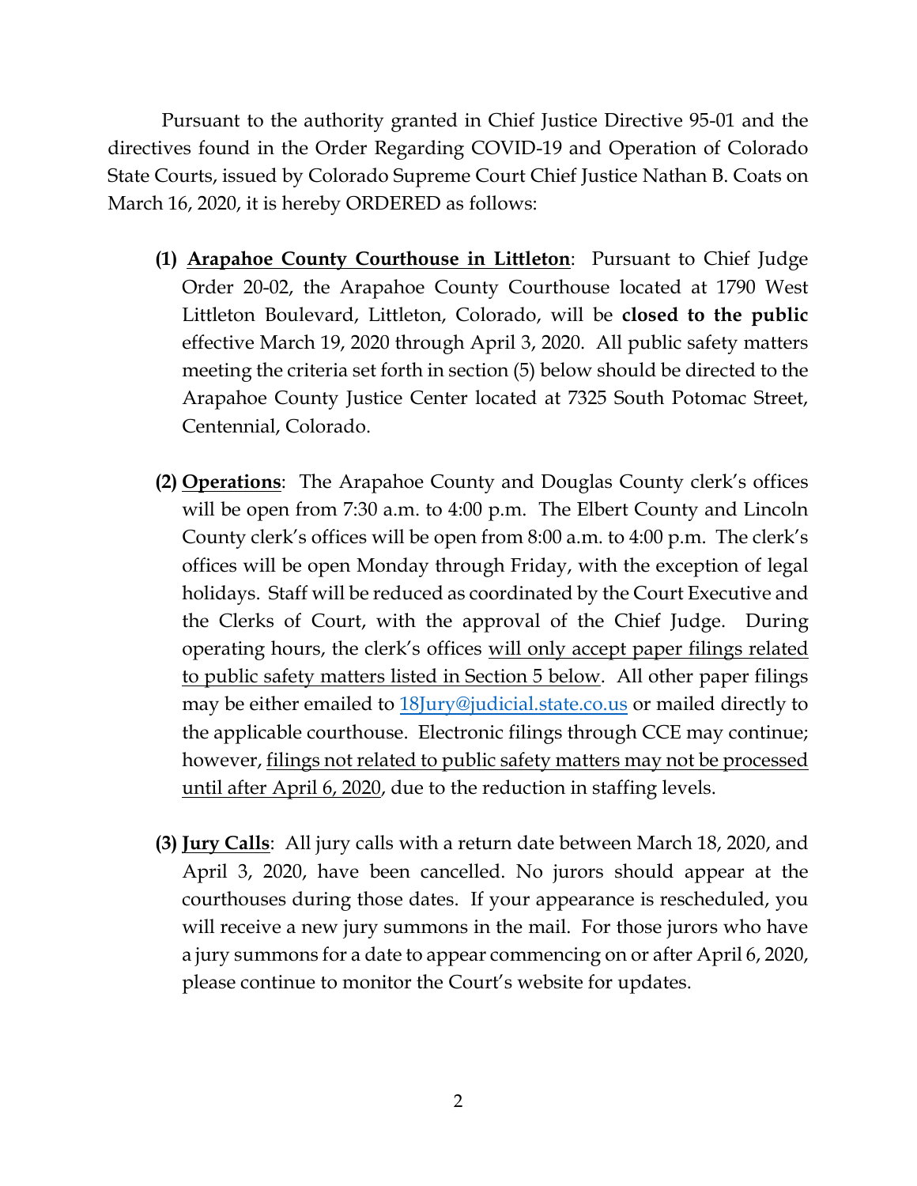Pursuant to the authority granted in Chief Justice Directive 95-01 and the directives found in the Order Regarding COVID-19 and Operation of Colorado State Courts, issued by Colorado Supreme Court Chief Justice Nathan B. Coats on March 16, 2020, it is hereby ORDERED as follows:

**(1)** <u>**Arapahoe County Courthouse in Littleton**</u>: Pursuant to Chief Judge Order 20-02, the Arapahoe County Courthouse located at 1790 West Littleton Boulevard, Littleton, Colorado, will be **closed to the public** effective March 19, 2020 through April 3, 2020. All public safety matters meeting the criteria set forth in section (5) below should be directed to the Arapahoe County Justice Center located at 7325 South Potomac Street, Centennial, Colorado.

**(2)** <u>**Operations**</u>: The Arapahoe County and Douglas County clerk's offices will be open from 7:30 a.m. to 4:00 p.m. The Elbert County and Lincoln County clerk's offices will be open from 8:00 a.m. to 4:00 p.m. The clerk's offices will be open Monday through Friday, with the exception of legal holidays. Staff will be reduced as coordinated by the Court Executive and the Clerks of Court, with the approval of the Chief Judge. During operating hours, the clerk's offices <u>will only accept paper filings related to public safety matters listed in Section 5 below</u>. All other paper filings may be either emailed to 18Jury@judicial.state.co.us or mailed directly to the applicable courthouse. Electronic filings through CCE may continue; however, <u>filings not related to public safety matters may not be processed until after April 6, 2020</u>, due to the reduction in staffing levels.

**(3)** <u>**Jury Calls**</u>: All jury calls with a return date between March 18, 2020, and April 3, 2020, have been cancelled. No jurors should appear at the courthouses during those dates. If your appearance is rescheduled, you will receive a new jury summons in the mail. For those jurors who have a jury summons for a date to appear commencing on or after April 6, 2020, please continue to monitor the Court's website for updates.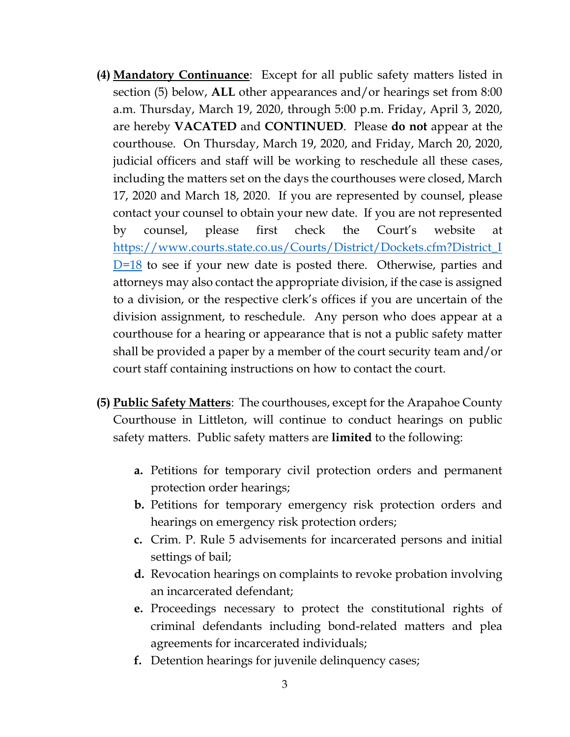**(4) <u>Mandatory Continuance</u>**: Except for all public safety matters listed in section (5) below, **ALL** other appearances and/or hearings set from 8:00 a.m. Thursday, March 19, 2020, through 5:00 p.m. Friday, April 3, 2020, are hereby **VACATED** and **CONTINUED**. Please **do not** appear at the courthouse. On Thursday, March 19, 2020, and Friday, March 20, 2020, judicial officers and staff will be working to reschedule all these cases, including the matters set on the days the courthouses were closed, March 17, 2020 and March 18, 2020. If you are represented by counsel, please contact your counsel to obtain your new date. If you are not represented by counsel, please first check the Court's website at [https://www.courts.state.co.us/Courts/District/Dockets.cfm?District_ID=18](https://www.courts.state.co.us/Courts/District/Dockets.cfm?District_ID=18) to see if your new date is posted there. Otherwise, parties and attorneys may also contact the appropriate division, if the case is assigned to a division, or the respective clerk's offices if you are uncertain of the division assignment, to reschedule. Any person who does appear at a courthouse for a hearing or appearance that is not a public safety matter shall be provided a paper by a member of the court security team and/or court staff containing instructions on how to contact the court.

**(5) <u>Public Safety Matters</u>**: The courthouses, except for the Arapahoe County Courthouse in Littleton, will continue to conduct hearings on public safety matters. Public safety matters are **limited** to the following:

- **a.** Petitions for temporary civil protection orders and permanent protection order hearings;
- **b.** Petitions for temporary emergency risk protection orders and hearings on emergency risk protection orders;
- **c.** Crim. P. Rule 5 advisements for incarcerated persons and initial settings of bail;
- **d.** Revocation hearings on complaints to revoke probation involving an incarcerated defendant;
- **e.** Proceedings necessary to protect the constitutional rights of criminal defendants including bond-related matters and plea agreements for incarcerated individuals;
- **f.** Detention hearings for juvenile delinquency cases;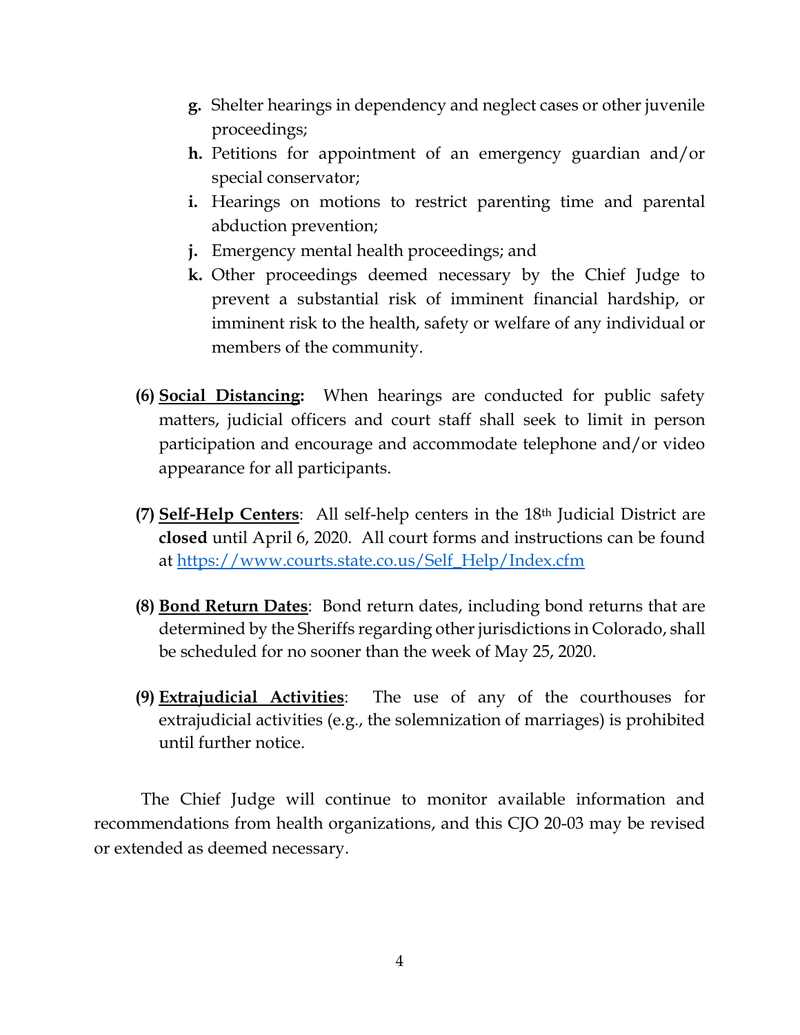g. Shelter hearings in dependency and neglect cases or other juvenile proceedings;
h. Petitions for appointment of an emergency guardian and/or special conservator;
i. Hearings on motions to restrict parenting time and parental abduction prevention;
j. Emergency mental health proceedings; and
k. Other proceedings deemed necessary by the Chief Judge to prevent a substantial risk of imminent financial hardship, or imminent risk to the health, safety or welfare of any individual or members of the community.

**(6)** **<u>Social Distancing:</u>** When hearings are conducted for public safety matters, judicial officers and court staff shall seek to limit in person participation and encourage and accommodate telephone and/or video appearance for all participants.

**(7)** **<u>Self-Help Centers</u>**: All self-help centers in the 18th Judicial District are **closed** until April 6, 2020. All court forms and instructions can be found at [https://www.courts.state.co.us/Self_Help/Index.cfm](https://www.courts.state.co.us/Self_Help/Index.cfm)

**(8)** **<u>Bond Return Dates</u>**: Bond return dates, including bond returns that are determined by the Sheriffs regarding other jurisdictions in Colorado, shall be scheduled for no sooner than the week of May 25, 2020.

**(9)** **<u>Extrajudicial Activities</u>**: The use of any of the courthouses for extrajudicial activities (e.g., the solemnization of marriages) is prohibited until further notice.

The Chief Judge will continue to monitor available information and recommendations from health organizations, and this CJO 20-03 may be revised or extended as deemed necessary.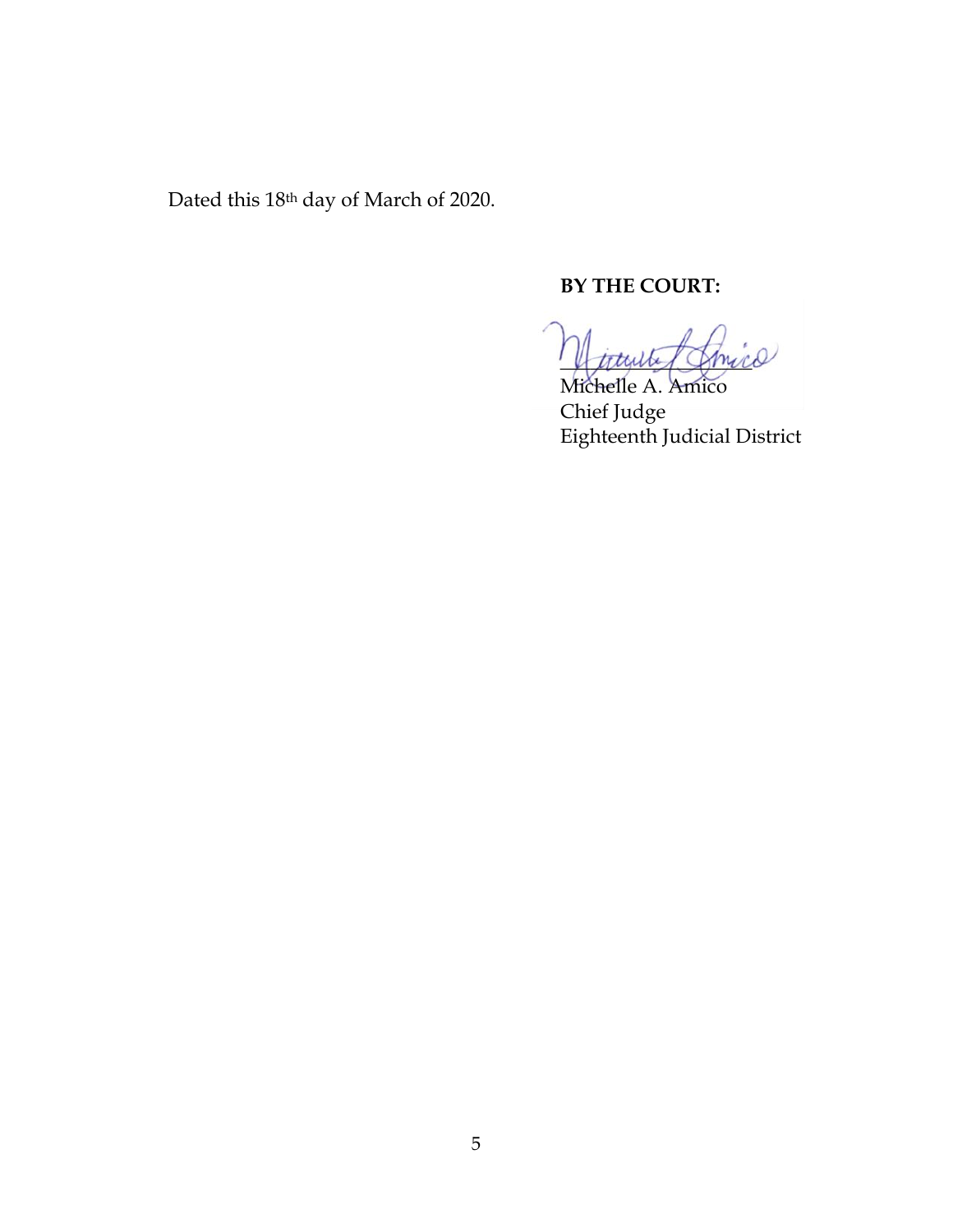Dated this 18th day of March of 2020.

**BY THE COURT:**

Michelle A. Amico
Chief Judge
Eighteenth Judicial District